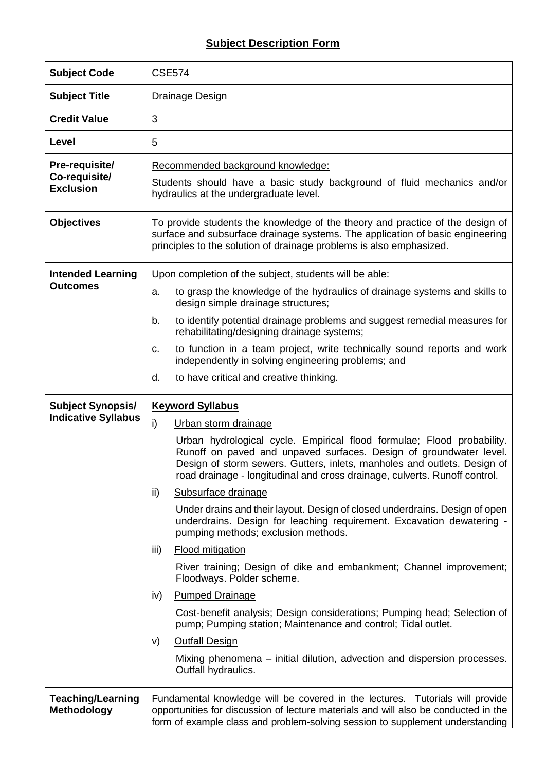# Subject Description Form

| | |
|---|---|
| **Subject Code** | CSE574 |
| **Subject Title** | Drainage Design |
| **Credit Value** | 3 |
| **Level** | 5 |
| **Pre-requisite/ Co-requisite/ Exclusion** | Recommended background knowledge:<br><br>Students should have a basic study background of fluid mechanics and/or hydraulics at the undergraduate level. |
| **Objectives** | To provide students the knowledge of the theory and practice of the design of surface and subsurface drainage systems. The application of basic engineering principles to the solution of drainage problems is also emphasized. |
| **Intended Learning Outcomes** | Upon completion of the subject, students will be able:<br><br>a. to grasp the knowledge of the hydraulics of drainage systems and skills to design simple drainage structures;<br><br>b. to identify potential drainage problems and suggest remedial measures for rehabilitating/designing drainage systems;<br><br>c. to function in a team project, write technically sound reports and work independently in solving engineering problems; and<br><br>d. to have critical and creative thinking. |
| **Subject Synopsis/ Indicative Syllabus** | **Keyword Syllabus**<br><br>i) Urban storm drainage<br><br>Urban hydrological cycle. Empirical flood formulae; Flood probability. Runoff on paved and unpaved surfaces. Design of groundwater level. Design of storm sewers. Gutters, inlets, manholes and outlets. Design of road drainage - longitudinal and cross drainage, culverts. Runoff control.<br><br>ii) Subsurface drainage<br><br>Under drains and their layout. Design of closed underdrains. Design of open underdrains. Design for leaching requirement. Excavation dewatering - pumping methods; exclusion methods.<br><br>iii) Flood mitigation<br><br>River training; Design of dike and embankment; Channel improvement; Floodways. Polder scheme.<br><br>iv) Pumped Drainage<br><br>Cost-benefit analysis; Design considerations; Pumping head; Selection of pump; Pumping station; Maintenance and control; Tidal outlet.<br><br>v) Outfall Design<br><br>Mixing phenomena – initial dilution, advection and dispersion processes. Outfall hydraulics. |
| **Teaching/Learning Methodology** | Fundamental knowledge will be covered in the lectures. Tutorials will provide opportunities for discussion of lecture materials and will also be conducted in the form of example class and problem-solving session to supplement understanding |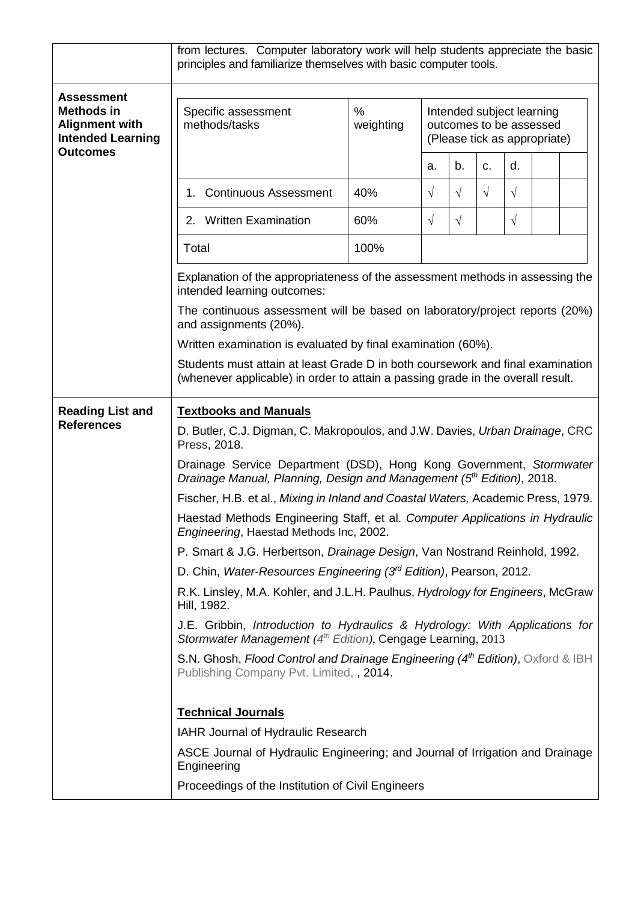| | |
|---|---|
| | from lectures. Computer laboratory work will help students appreciate the basic principles and familiarize themselves with basic computer tools. |
| **Assessment Methods in Alignment with Intended Learning Outcomes** | (see assessment table below) |
| **Reading List and References** | (see reading list below) |

**Assessment Methods in Alignment with Intended Learning Outcomes**

| Specific assessment methods/tasks | % weighting | Intended subject learning outcomes to be assessed (Please tick as appropriate) | | | | | |
|---|---|---|---|---|---|---|---|
| | | a. | b. | c. | d. | | |
| 1. Continuous Assessment | 40% | √ | √ | √ | √ | | |
| 2. Written Examination | 60% | √ | √ | | √ | | |
| Total | 100% | | | | | | |

Explanation of the appropriateness of the assessment methods in assessing the intended learning outcomes:

The continuous assessment will be based on laboratory/project reports (20%) and assignments (20%).

Written examination is evaluated by final examination (60%).

Students must attain at least Grade D in both coursework and final examination (whenever applicable) in order to attain a passing grade in the overall result.

**Reading List and References**

**Textbooks and Manuals**

D. Butler, C.J. Digman, C. Makropoulos, and J.W. Davies, *Urban Drainage*, CRC Press, 2018.

Drainage Service Department (DSD), Hong Kong Government, *Stormwater Drainage Manual, Planning, Design and Management (5th Edition)*, 2018.

Fischer, H.B. et al., *Mixing in Inland and Coastal Waters,* Academic Press, 1979.

Haestad Methods Engineering Staff, et al. *Computer Applications in Hydraulic Engineering*, Haestad Methods Inc, 2002.

P. Smart & J.G. Herbertson, *Drainage Design*, Van Nostrand Reinhold, 1992.

D. Chin, *Water-Resources Engineering (3rd Edition)*, Pearson, 2012.

R.K. Linsley, M.A. Kohler, and J.L.H. Paulhus, *Hydrology for Engineers*, McGraw Hill, 1982.

J.E. Gribbin, *Introduction to Hydraulics & Hydrology: With Applications for Stormwater Management (4th Edition)*, Cengage Learning, 2013

S.N. Ghosh, *Flood Control and Drainage Engineering (4th Edition)*, Oxford & IBH Publishing Company Pvt. Limited, , 2014.

**Technical Journals**

IAHR Journal of Hydraulic Research

ASCE Journal of Hydraulic Engineering; and Journal of Irrigation and Drainage Engineering

Proceedings of the Institution of Civil Engineers